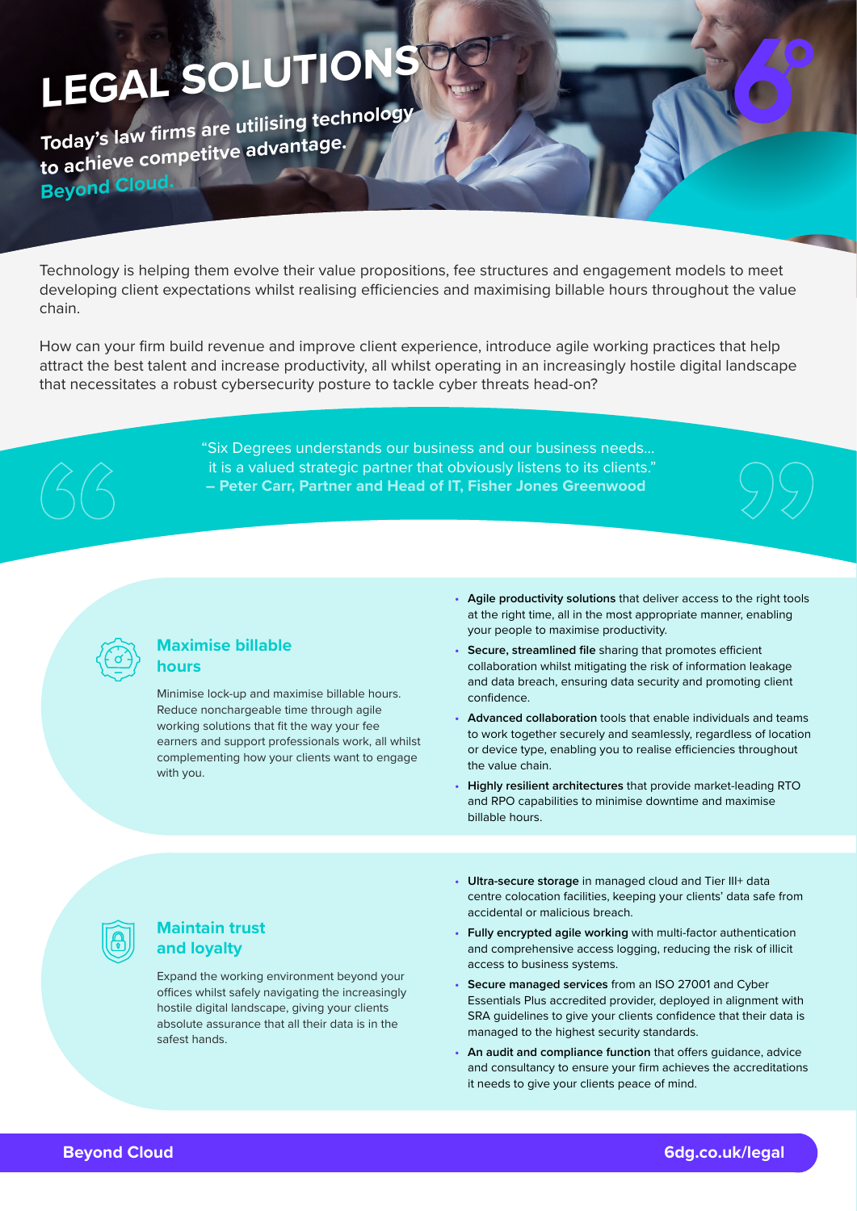# LEGAL SOLUTIONS

**Today's law firms are utilising technology to achieve competitve advantage.**
**Beyond Cloud.**

Technology is helping them evolve their value propositions, fee structures and engagement models to meet developing client expectations whilst realising efficiencies and maximising billable hours throughout the value chain.

How can your firm build revenue and improve client experience, introduce agile working practices that help attract the best talent and increase productivity, all whilst operating in an increasingly hostile digital landscape that necessitates a robust cybersecurity posture to tackle cyber threats head-on?

> "Six Degrees understands our business and our business needs... it is a valued strategic partner that obviously listens to its clients."
> **– Peter Carr, Partner and Head of IT, Fisher Jones Greenwood**

## Maximise billable hours

Minimise lock-up and maximise billable hours. Reduce nonchargeable time through agile working solutions that fit the way your fee earners and support professionals work, all whilst complementing how your clients want to engage with you.

- **Agile productivity solutions** that deliver access to the right tools at the right time, all in the most appropriate manner, enabling your people to maximise productivity.
- **Secure, streamlined file** sharing that promotes efficient collaboration whilst mitigating the risk of information leakage and data breach, ensuring data security and promoting client confidence.
- **Advanced collaboration** tools that enable individuals and teams to work together securely and seamlessly, regardless of location or device type, enabling you to realise efficiencies throughout the value chain.
- **Highly resilient architectures** that provide market-leading RTO and RPO capabilities to minimise downtime and maximise billable hours.

## Maintain trust and loyalty

Expand the working environment beyond your offices whilst safely navigating the increasingly hostile digital landscape, giving your clients absolute assurance that all their data is in the safest hands.

- **Ultra-secure storage** in managed cloud and Tier III+ data centre colocation facilities, keeping your clients' data safe from accidental or malicious breach.
- **Fully encrypted agile working** with multi-factor authentication and comprehensive access logging, reducing the risk of illicit access to business systems.
- **Secure managed services** from an ISO 27001 and Cyber Essentials Plus accredited provider, deployed in alignment with SRA guidelines to give your clients confidence that their data is managed to the highest security standards.
- **An audit and compliance function** that offers guidance, advice and consultancy to ensure your firm achieves the accreditations it needs to give your clients peace of mind.

**Beyond Cloud** | **6dg.co.uk/legal**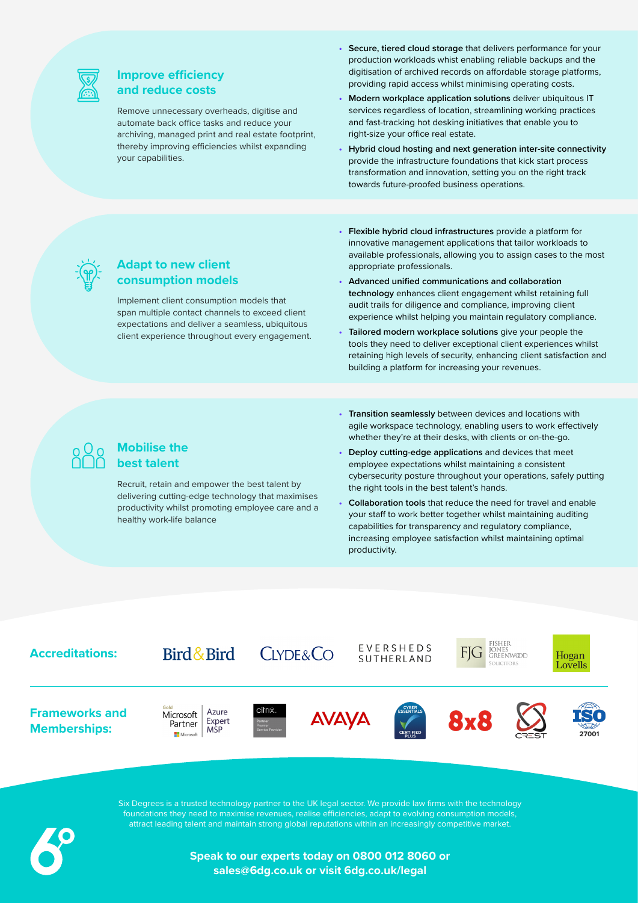## Improve efficiency and reduce costs

Remove unnecessary overheads, digitise and automate back office tasks and reduce your archiving, managed print and real estate footprint, thereby improving efficiencies whilst expanding your capabilities.

- **Secure, tiered cloud storage** that delivers performance for your production workloads whilst enabling reliable backups and the digitisation of archived records on affordable storage platforms, providing rapid access whilst minimising operating costs.
- **Modern workplace application solutions** deliver ubiquitous IT services regardless of location, streamlining working practices and fast-tracking hot desking initiatives that enable you to right-size your office real estate.
- **Hybrid cloud hosting and next generation inter-site connectivity** provide the infrastructure foundations that kick start process transformation and innovation, setting you on the right track towards future-proofed business operations.

## Adapt to new client consumption models

Implement client consumption models that span multiple contact channels to exceed client expectations and deliver a seamless, ubiquitous client experience throughout every engagement.

- **Flexible hybrid cloud infrastructures** provide a platform for innovative management applications that tailor workloads to available professionals, allowing you to assign cases to the most appropriate professionals.
- **Advanced unified communications and collaboration technology** enhances client engagement whilst retaining full audit trails for diligence and compliance, improving client experience whilst helping you maintain regulatory compliance.
- **Tailored modern workplace solutions** give your people the tools they need to deliver exceptional client experiences whilst retaining high levels of security, enhancing client satisfaction and building a platform for increasing your revenues.

## Mobilise the best talent

Recruit, retain and empower the best talent by delivering cutting-edge technology that maximises productivity whilst promoting employee care and a healthy work-life balance

- **Transition seamlessly** between devices and locations with agile workspace technology, enabling users to work effectively whether they're at their desks, with clients or on-the-go.
- **Deploy cutting-edge applications** and devices that meet employee expectations whilst maintaining a consistent cybersecurity posture throughout your operations, safely putting the right tools in the best talent's hands.
- **Collaboration tools** that reduce the need for travel and enable your staff to work better together whilst maintaining auditing capabilities for transparency and regulatory compliance, increasing employee satisfaction whilst maintaining optimal productivity.

**Accreditations:** Bird & Bird, Clyde & Co, Eversheds Sutherland, FJG Fisher Jones Greenwood Solicitors, Hogan Lovells

**Frameworks and Memberships:** Gold Microsoft Partner, Azure Expert MSP, Citrix Partner Premier Service Provider, Avaya, Cyber Essentials Certified Plus, 8x8, CREST, ISO 27001

Six Degrees is a trusted technology partner to the UK legal sector. We provide law firms with the technology foundations they need to maximise revenues, realise efficiencies, adapt to evolving consumption models, attract leading talent and maintain strong global reputations within an increasingly competitive market.

**Speak to our experts today on 0800 012 8060 or sales@6dg.co.uk or visit 6dg.co.uk/legal**